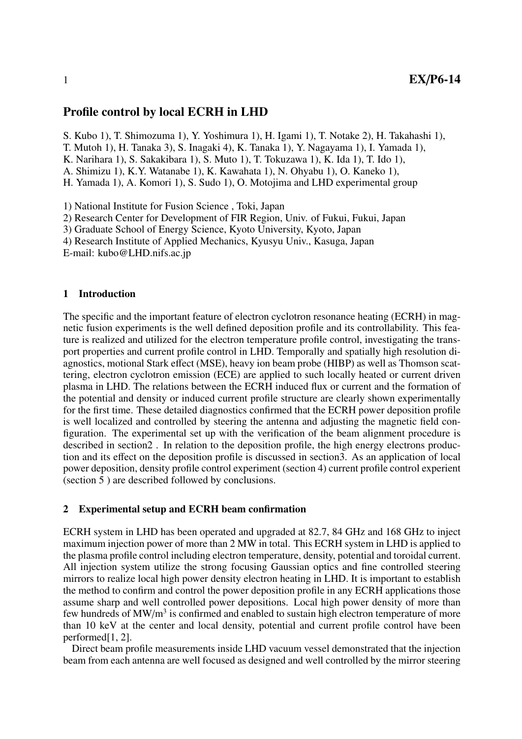# Profile control by local ECRH in LHD

S. Kubo 1), T. Shimozuma 1), Y. Yoshimura 1), H. Igami 1), T. Notake 2), H. Takahashi 1),
T. Mutoh 1), H. Tanaka 3), S. Inagaki 4), K. Tanaka 1), Y. Nagayama 1), I. Yamada 1),
K. Narihara 1), S. Sakakibara 1), S. Muto 1), T. Tokuzawa 1), K. Ida 1), T. Ido 1),
A. Shimizu 1), K.Y. Watanabe 1), K. Kawahata 1), N. Ohyabu 1), O. Kaneko 1),
H. Yamada 1), A. Komori 1), S. Sudo 1), O. Motojima and LHD experimental group

1) National Institute for Fusion Science , Toki, Japan
2) Research Center for Development of FIR Region, Univ. of Fukui, Fukui, Japan
3) Graduate School of Energy Science, Kyoto University, Kyoto, Japan
4) Research Institute of Applied Mechanics, Kyusyu Univ., Kasuga, Japan
E-mail: kubo@LHD.nifs.ac.jp

## 1 Introduction

The specific and the important feature of electron cyclotron resonance heating (ECRH) in magnetic fusion experiments is the well defined deposition profile and its controllability. This feature is realized and utilized for the electron temperature profile control, investigating the transport properties and current profile control in LHD. Temporally and spatially high resolution diagnostics, motional Stark effect (MSE), heavy ion beam probe (HIBP) as well as Thomson scattering, electron cyclotron emission (ECE) are applied to such locally heated or current driven plasma in LHD. The relations between the ECRH induced flux or current and the formation of the potential and density or induced current profile structure are clearly shown experimentally for the first time. These detailed diagnostics confirmed that the ECRH power deposition profile is well localized and controlled by steering the antenna and adjusting the magnetic field configuration. The experimental set up with the verification of the beam alignment procedure is described in section2 . In relation to the deposition profile, the high energy electrons production and its effect on the deposition profile is discussed in section3. As an application of local power deposition, density profile control experiment (section 4) current profile control experient (section 5 ) are described followed by conclusions.

## 2 Experimental setup and ECRH beam confirmation

ECRH system in LHD has been operated and upgraded at 82.7, 84 GHz and 168 GHz to inject maximum injection power of more than 2 MW in total. This ECRH system in LHD is applied to the plasma profile control including electron temperature, density, potential and toroidal current. All injection system utilize the strong focusing Gaussian optics and fine controlled steering mirrors to realize local high power density electron heating in LHD. It is important to establish the method to confirm and control the power deposition profile in any ECRH applications those assume sharp and well controlled power depositions. Local high power density of more than few hundreds of MW/m$^3$ is confirmed and enabled to sustain high electron temperature of more than 10 keV at the center and local density, potential and current profile control have been performed[1, 2].

Direct beam profile measurements inside LHD vacuum vessel demonstrated that the injection beam from each antenna are well focused as designed and well controlled by the mirror steering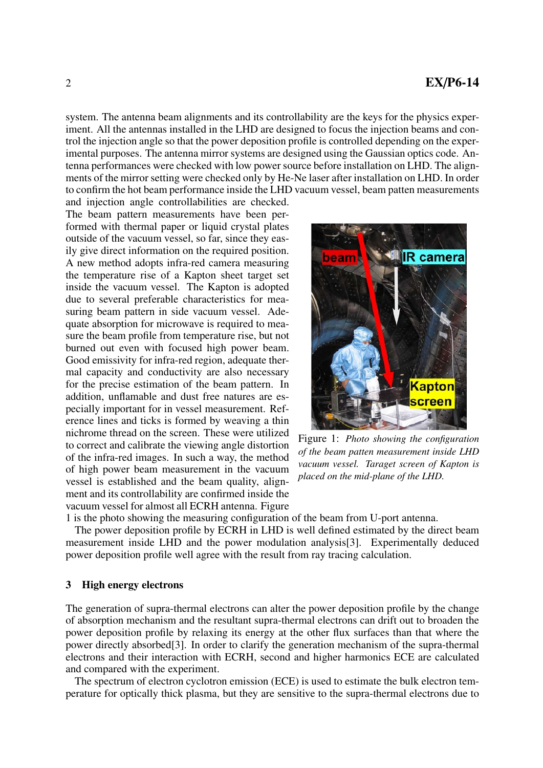system. The antenna beam alignments and its controllability are the keys for the physics experiment. All the antennas installed in the LHD are designed to focus the injection beams and control the injection angle so that the power deposition profile is controlled depending on the experimental purposes. The antenna mirror systems are designed using the Gaussian optics code. Antenna performances were checked with low power source before installation on LHD. The alignments of the mirror setting were checked only by He-Ne laser after installation on LHD. In order to confirm the hot beam performance inside the LHD vacuum vessel, beam patten measurements and injection angle controllabilities are checked. The beam pattern measurements have been performed with thermal paper or liquid crystal plates outside of the vacuum vessel, so far, since they easily give direct information on the required position. A new method adopts infra-red camera measuring the temperature rise of a Kapton sheet target set inside the vacuum vessel. The Kapton is adopted due to several preferable characteristics for measuring beam pattern in side vacuum vessel. Adequate absorption for microwave is required to measure the beam profile from temperature rise, but not burned out even with focused high power beam. Good emissivity for infra-red region, adequate thermal capacity and conductivity are also necessary for the precise estimation of the beam pattern. In addition, unflamable and dust free natures are especially important for in vessel measurement. Reference lines and ticks is formed by weaving a thin nichrome thread on the screen. These were utilized to correct and calibrate the viewing angle distortion of the infra-red images. In such a way, the method of high power beam measurement in the vacuum vessel is established and the beam quality, alignment and its controllability are confirmed inside the vacuum vessel for almost all ECRH antenna. Figure 1 is the photo showing the measuring configuration of the beam from U-port antenna.

Figure 1: *Photo showing the configuration of the beam patten measurement inside LHD vacuum vessel. Taraget screen of Kapton is placed on the mid-plane of the LHD.*

The power deposition profile by ECRH in LHD is well defined estimated by the direct beam measurement inside LHD and the power modulation analysis[3]. Experimentally deduced power deposition profile well agree with the result from ray tracing calculation.

## 3 High energy electrons

The generation of supra-thermal electrons can alter the power deposition profile by the change of absorption mechanism and the resultant supra-thermal electrons can drift out to broaden the power deposition profile by relaxing its energy at the other flux surfaces than that where the power directly absorbed[3]. In order to clarify the generation mechanism of the supra-thermal electrons and their interaction with ECRH, second and higher harmonics ECE are calculated and compared with the experiment.

The spectrum of electron cyclotron emission (ECE) is used to estimate the bulk electron temperature for optically thick plasma, but they are sensitive to the supra-thermal electrons due to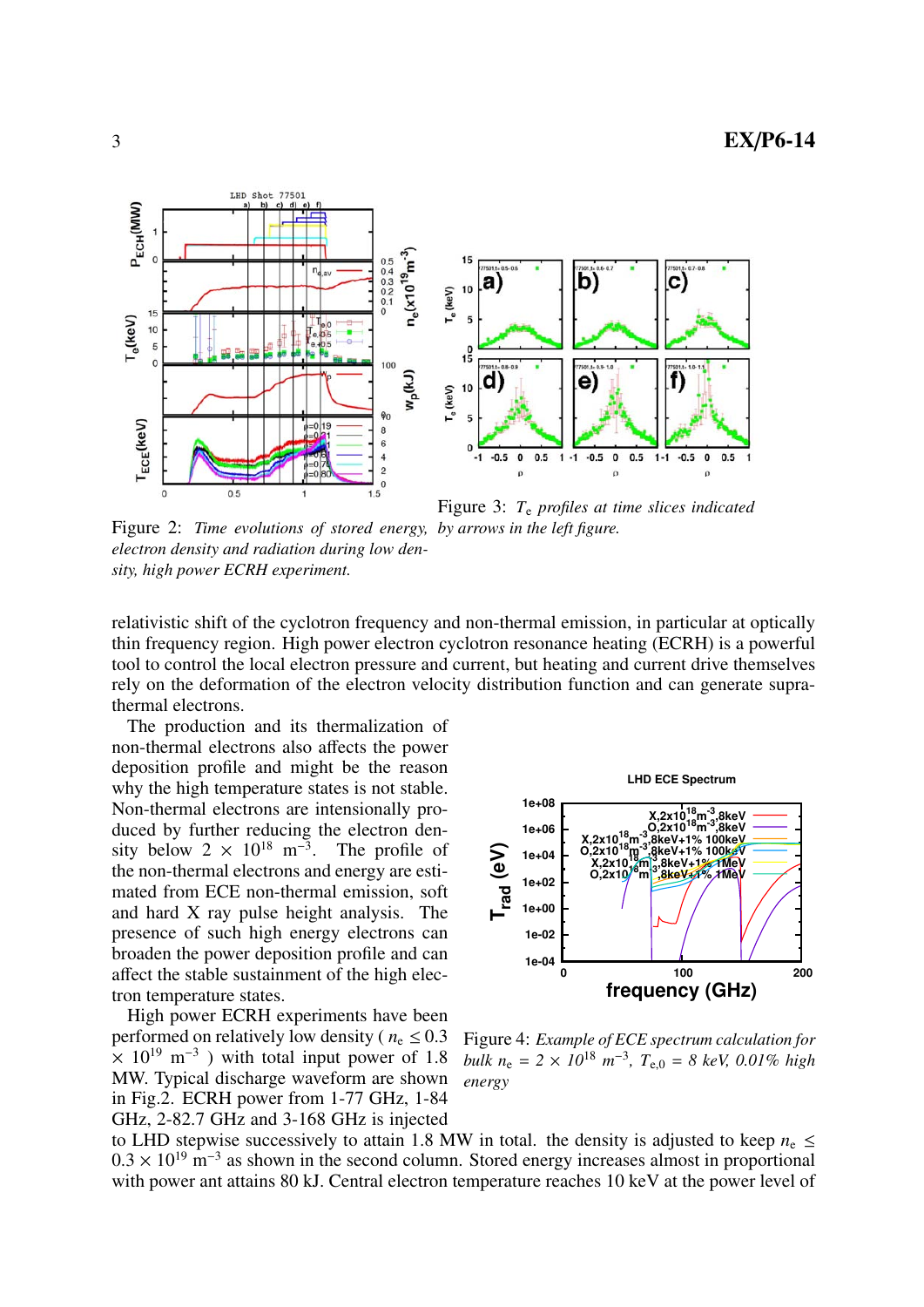Figure 2: *Time evolutions of stored energy, electron density and radiation during low density, high power ECRH experiment.*

Figure 3: $T_e$ *profiles at time slices indicated by arrows in the left figure.*

relativistic shift of the cyclotron frequency and non-thermal emission, in particular at optically thin frequency region. High power electron cyclotron resonance heating (ECRH) is a powerful tool to control the local electron pressure and current, but heating and current drive themselves rely on the deformation of the electron velocity distribution function and can generate suprathermal electrons.

The production and its thermalization of non-thermal electrons also affects the power deposition profile and might be the reason why the high temperature states is not stable. Non-thermal electrons are intensionally produced by further reducing the electron density below $2 \times 10^{18}$ m$^{-3}$. The profile of the non-thermal electrons and energy are estimated from ECE non-thermal emission, soft and hard X ray pulse height analysis. The presence of such high energy electrons can broaden the power deposition profile and can affect the stable sustainment of the high electron temperature states.

Figure 4: *Example of ECE spectrum calculation for bulk* $n_e = 2 \times 10^{18}$ $m^{-3}$*,* $T_{e,0} = 8$ *keV, 0.01% high energy*

High power ECRH experiments have been performed on relatively low density ( $n_e \leq 0.3 \times 10^{19}$ m$^{-3}$ ) with total input power of 1.8 MW. Typical discharge waveform are shown in Fig.2. ECRH power from 1-77 GHz, 1-84 GHz, 2-82.7 GHz and 3-168 GHz is injected to LHD stepwise successively to attain 1.8 MW in total. the density is adjusted to keep $n_e \leq 0.3 \times 10^{19}$ m$^{-3}$ as shown in the second column. Stored energy increases almost in proportional with power ant attains 80 kJ. Central electron temperature reaches 10 keV at the power level of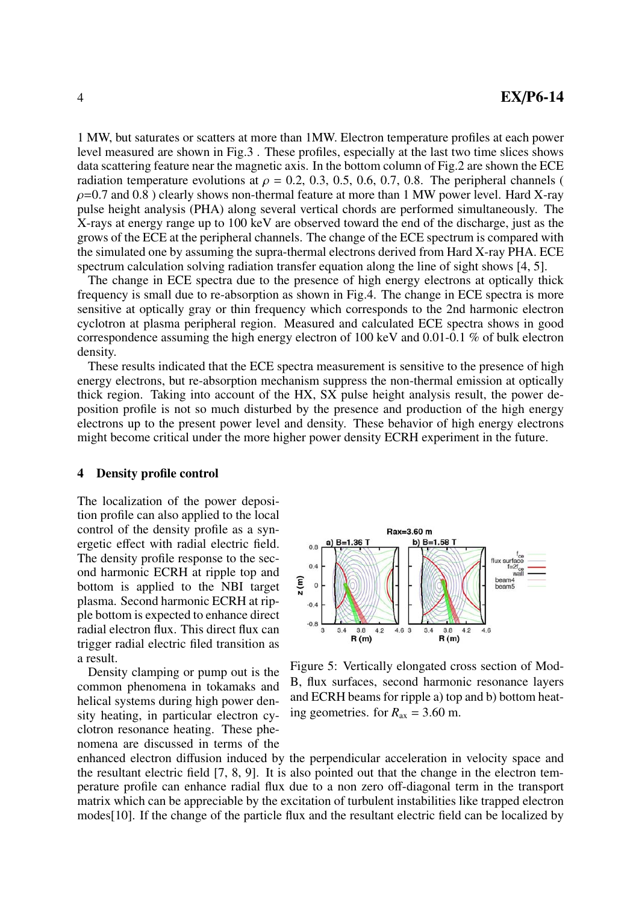1 MW, but saturates or scatters at more than 1MW. Electron temperature profiles at each power level measured are shown in Fig.3 . These profiles, especially at the last two time slices shows data scattering feature near the magnetic axis. In the bottom column of Fig.2 are shown the ECE radiation temperature evolutions at $\rho$ = 0.2, 0.3, 0.5, 0.6, 0.7, 0.8. The peripheral channels ( $\rho$=0.7 and 0.8 ) clearly shows non-thermal feature at more than 1 MW power level. Hard X-ray pulse height analysis (PHA) along several vertical chords are performed simultaneously. The X-rays at energy range up to 100 keV are observed toward the end of the discharge, just as the grows of the ECE at the peripheral channels. The change of the ECE spectrum is compared with the simulated one by assuming the supra-thermal electrons derived from Hard X-ray PHA. ECE spectrum calculation solving radiation transfer equation along the line of sight shows [4, 5].

The change in ECE spectra due to the presence of high energy electrons at optically thick frequency is small due to re-absorption as shown in Fig.4. The change in ECE spectra is more sensitive at optically gray or thin frequency which corresponds to the 2nd harmonic electron cyclotron at plasma peripheral region. Measured and calculated ECE spectra shows in good correspondence assuming the high energy electron of 100 keV and 0.01-0.1 % of bulk electron density.

These results indicated that the ECE spectra measurement is sensitive to the presence of high energy electrons, but re-absorption mechanism suppress the non-thermal emission at optically thick region. Taking into account of the HX, SX pulse height analysis result, the power deposition profile is not so much disturbed by the presence and production of the high energy electrons up to the present power level and density. These behavior of high energy electrons might become critical under the more higher power density ECRH experiment in the future.

## 4 Density profile control

The localization of the power deposition profile can also applied to the local control of the density profile as a synergetic effect with radial electric field. The density profile response to the second harmonic ECRH at ripple top and bottom is applied to the NBI target plasma. Second harmonic ECRH at ripple bottom is expected to enhance direct radial electron flux. This direct flux can trigger radial electric filed transition as a result.

Density clamping or pump out is the common phenomena in tokamaks and helical systems during high power density heating, in particular electron cyclotron resonance heating. These phenomena are discussed in terms of the enhanced electron diffusion induced by the perpendicular acceleration in velocity space and the resultant electric field [7, 8, 9]. It is also pointed out that the change in the electron temperature profile can enhance radial flux due to a non zero off-diagonal term in the transport matrix which can be appreciable by the excitation of turbulent instabilities like trapped electron modes[10]. If the change of the particle flux and the resultant electric field can be localized by

Figure 5: Vertically elongated cross section of Mod-B, flux surfaces, second harmonic resonance layers and ECRH beams for ripple a) top and b) bottom heating geometries. for $R_{ax}$ = 3.60 m.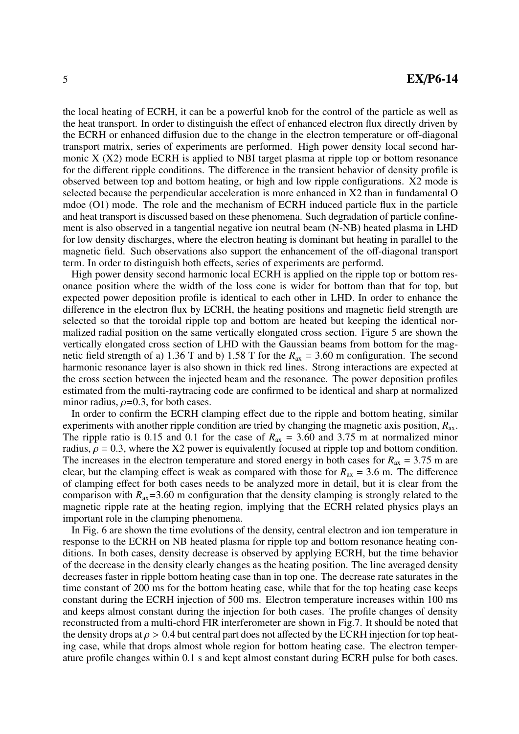the local heating of ECRH, it can be a powerful knob for the control of the particle as well as the heat transport. In order to distinguish the effect of enhanced electron flux directly driven by the ECRH or enhanced diffusion due to the change in the electron temperature or off-diagonal transport matrix, series of experiments are performed. High power density local second harmonic X (X2) mode ECRH is applied to NBI target plasma at ripple top or bottom resonance for the different ripple conditions. The difference in the transient behavior of density profile is observed between top and bottom heating, or high and low ripple configurations. X2 mode is selected because the perpendicular acceleration is more enhanced in X2 than in fundamental O mdoe (O1) mode. The role and the mechanism of ECRH induced particle flux in the particle and heat transport is discussed based on these phenomena. Such degradation of particle confinement is also observed in a tangential negative ion neutral beam (N-NB) heated plasma in LHD for low density discharges, where the electron heating is dominant but heating in parallel to the magnetic field. Such observations also support the enhancement of the off-diagonal transport term. In order to distinguish both effects, series of experiments are performd.

High power density second harmonic local ECRH is applied on the ripple top or bottom resonance position where the width of the loss cone is wider for bottom than that for top, but expected power deposition profile is identical to each other in LHD. In order to enhance the difference in the electron flux by ECRH, the heating positions and magnetic field strength are selected so that the toroidal ripple top and bottom are heated but keeping the identical normalized radial position on the same vertically elongated cross section. Figure 5 are shown the vertically elongated cross section of LHD with the Gaussian beams from bottom for the magnetic field strength of a) 1.36 T and b) 1.58 T for the $R_{ax}$ = 3.60 m configuration. The second harmonic resonance layer is also shown in thick red lines. Strong interactions are expected at the cross section between the injected beam and the resonance. The power deposition profiles estimated from the multi-raytracing code are confirmed to be identical and sharp at normalized minor radius, $\rho$=0.3, for both cases.

In order to confirm the ECRH clamping effect due to the ripple and bottom heating, similar experiments with another ripple condition are tried by changing the magnetic axis position, $R_{ax}$. The ripple ratio is 0.15 and 0.1 for the case of $R_{ax}$ = 3.60 and 3.75 m at normalized minor radius, $\rho$ = 0.3, where the X2 power is equivalently focused at ripple top and bottom condition. The increases in the electron temperature and stored energy in both cases for $R_{ax}$ = 3.75 m are clear, but the clamping effect is weak as compared with those for $R_{ax}$ = 3.6 m. The difference of clamping effect for both cases needs to be analyzed more in detail, but it is clear from the comparison with $R_{ax}$=3.60 m configuration that the density clamping is strongly related to the magnetic ripple rate at the heating region, implying that the ECRH related physics plays an important role in the clamping phenomena.

In Fig. 6 are shown the time evolutions of the density, central electron and ion temperature in response to the ECRH on NB heated plasma for ripple top and bottom resonance heating conditions. In both cases, density decrease is observed by applying ECRH, but the time behavior of the decrease in the density clearly changes as the heating position. The line averaged density decreases faster in ripple bottom heating case than in top one. The decrease rate saturates in the time constant of 200 ms for the bottom heating case, while that for the top heating case keeps constant during the ECRH injection of 500 ms. Electron temperature increases within 100 ms and keeps almost constant during the injection for both cases. The profile changes of density reconstructed from a multi-chord FIR interferometer are shown in Fig.7. It should be noted that the density drops at $\rho$ > 0.4 but central part does not affected by the ECRH injection for top heating case, while that drops almost whole region for bottom heating case. The electron temperature profile changes within 0.1 s and kept almost constant during ECRH pulse for both cases.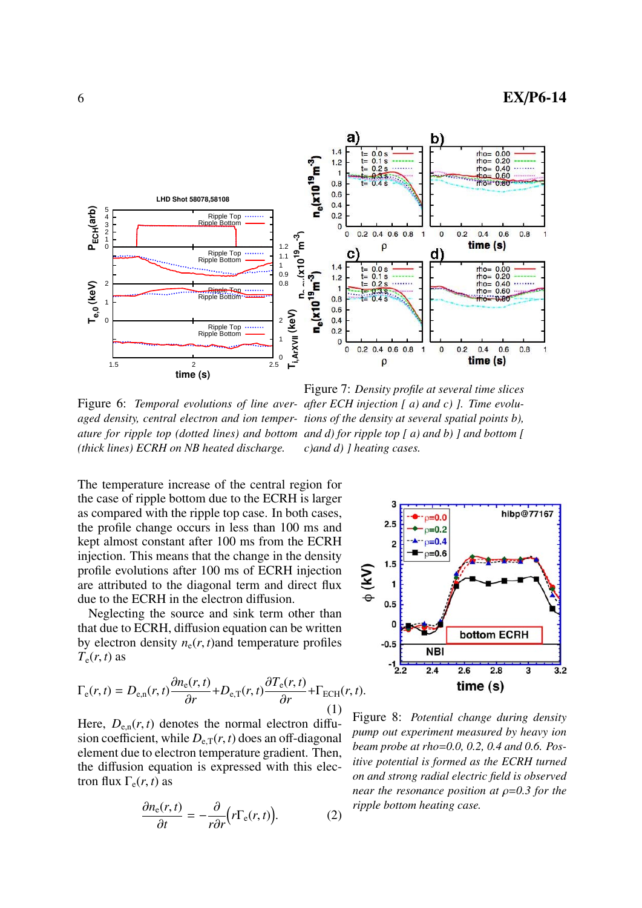Figure 6: *Temporal evolutions of line averaged density, central electron and ion temperature for ripple top (dotted lines) and bottom (thick lines) ECRH on NB heated discharge.*

Figure 7: *Density profile at several time slices after ECH injection [ a) and c) ]. Time evolutions of the density at several spatial points b), and d) for ripple top [ a) and b) ] and bottom [ c)and d) ] heating cases.*

The temperature increase of the central region for the case of ripple bottom due to the ECRH is larger as compared with the ripple top case. In both cases, the profile change occurs in less than 100 ms and kept almost constant after 100 ms from the ECRH injection. This means that the change in the density profile evolutions after 100 ms of ECRH injection are attributed to the diagonal term and direct flux due to the ECRH in the electron diffusion.

Neglecting the source and sink term other than that due to ECRH, diffusion equation can be written by electron density $n_e(r,t)$and temperature profiles $T_e(r,t)$ as

$$\Gamma_e(r,t) = D_{e,n}(r,t)\frac{\partial n_e(r,t)}{\partial r} + D_{e,T}(r,t)\frac{\partial T_e(r,t)}{\partial r} + \Gamma_{ECH}(r,t). \tag{1}$$

Here, $D_{e,n}(r,t)$ denotes the normal electron diffusion coefficient, while $D_{e,T}(r,t)$ does an off-diagonal element due to electron temperature gradient. Then, the diffusion equation is expressed with this electron flux $\Gamma_e(r,t)$ as

$$\frac{\partial n_e(r,t)}{\partial t} = -\frac{\partial}{r\partial r}\big(r\Gamma_e(r,t)\big). \tag{2}$$

Figure 8: *Potential change during density pump out experiment measured by heavy ion beam probe at rho=0.0, 0.2, 0.4 and 0.6. Positive potential is formed as the ECRH turned on and strong radial electric field is observed near the resonance position at ρ=0.3 for the ripple bottom heating case.*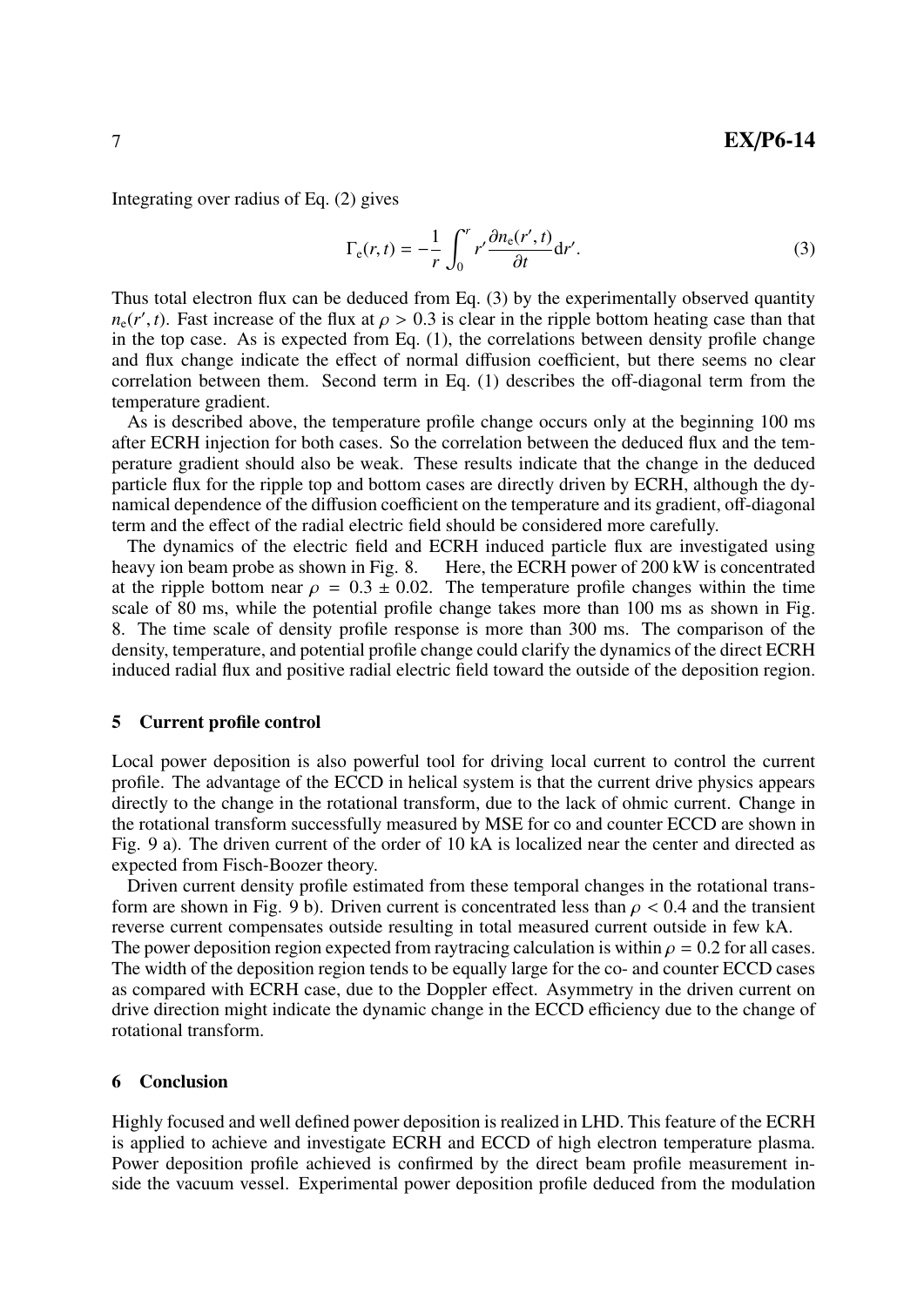Integrating over radius of Eq. (2) gives

$$\Gamma_e(r,t) = -\frac{1}{r}\int_0^r r' \frac{\partial n_e(r',t)}{\partial t} dr'. \tag{3}$$

Thus total electron flux can be deduced from Eq. (3) by the experimentally observed quantity $n_e(r', t)$. Fast increase of the flux at $\rho > 0.3$ is clear in the ripple bottom heating case than that in the top case. As is expected from Eq. (1), the correlations between density profile change and flux change indicate the effect of normal diffusion coefficient, but there seems no clear correlation between them. Second term in Eq. (1) describes the off-diagonal term from the temperature gradient.

As is described above, the temperature profile change occurs only at the beginning 100 ms after ECRH injection for both cases. So the correlation between the deduced flux and the temperature gradient should also be weak. These results indicate that the change in the deduced particle flux for the ripple top and bottom cases are directly driven by ECRH, although the dynamical dependence of the diffusion coefficient on the temperature and its gradient, off-diagonal term and the effect of the radial electric field should be considered more carefully.

The dynamics of the electric field and ECRH induced particle flux are investigated using heavy ion beam probe as shown in Fig. 8. Here, the ECRH power of 200 kW is concentrated at the ripple bottom near $\rho = 0.3 \pm 0.02$. The temperature profile changes within the time scale of 80 ms, while the potential profile change takes more than 100 ms as shown in Fig. 8. The time scale of density profile response is more than 300 ms. The comparison of the density, temperature, and potential profile change could clarify the dynamics of the direct ECRH induced radial flux and positive radial electric field toward the outside of the deposition region.

## 5 Current profile control

Local power deposition is also powerful tool for driving local current to control the current profile. The advantage of the ECCD in helical system is that the current drive physics appears directly to the change in the rotational transform, due to the lack of ohmic current. Change in the rotational transform successfully measured by MSE for co and counter ECCD are shown in Fig. 9 a). The driven current of the order of 10 kA is localized near the center and directed as expected from Fisch-Boozer theory.

Driven current density profile estimated from these temporal changes in the rotational transform are shown in Fig. 9 b). Driven current is concentrated less than $\rho < 0.4$ and the transient reverse current compensates outside resulting in total measured current outside in few kA. The power deposition region expected from raytracing calculation is within $\rho = 0.2$ for all cases. The width of the deposition region tends to be equally large for the co- and counter ECCD cases as compared with ECRH case, due to the Doppler effect. Asymmetry in the driven current on drive direction might indicate the dynamic change in the ECCD efficiency due to the change of rotational transform.

## 6 Conclusion

Highly focused and well defined power deposition is realized in LHD. This feature of the ECRH is applied to achieve and investigate ECRH and ECCD of high electron temperature plasma. Power deposition profile achieved is confirmed by the direct beam profile measurement inside the vacuum vessel. Experimental power deposition profile deduced from the modulation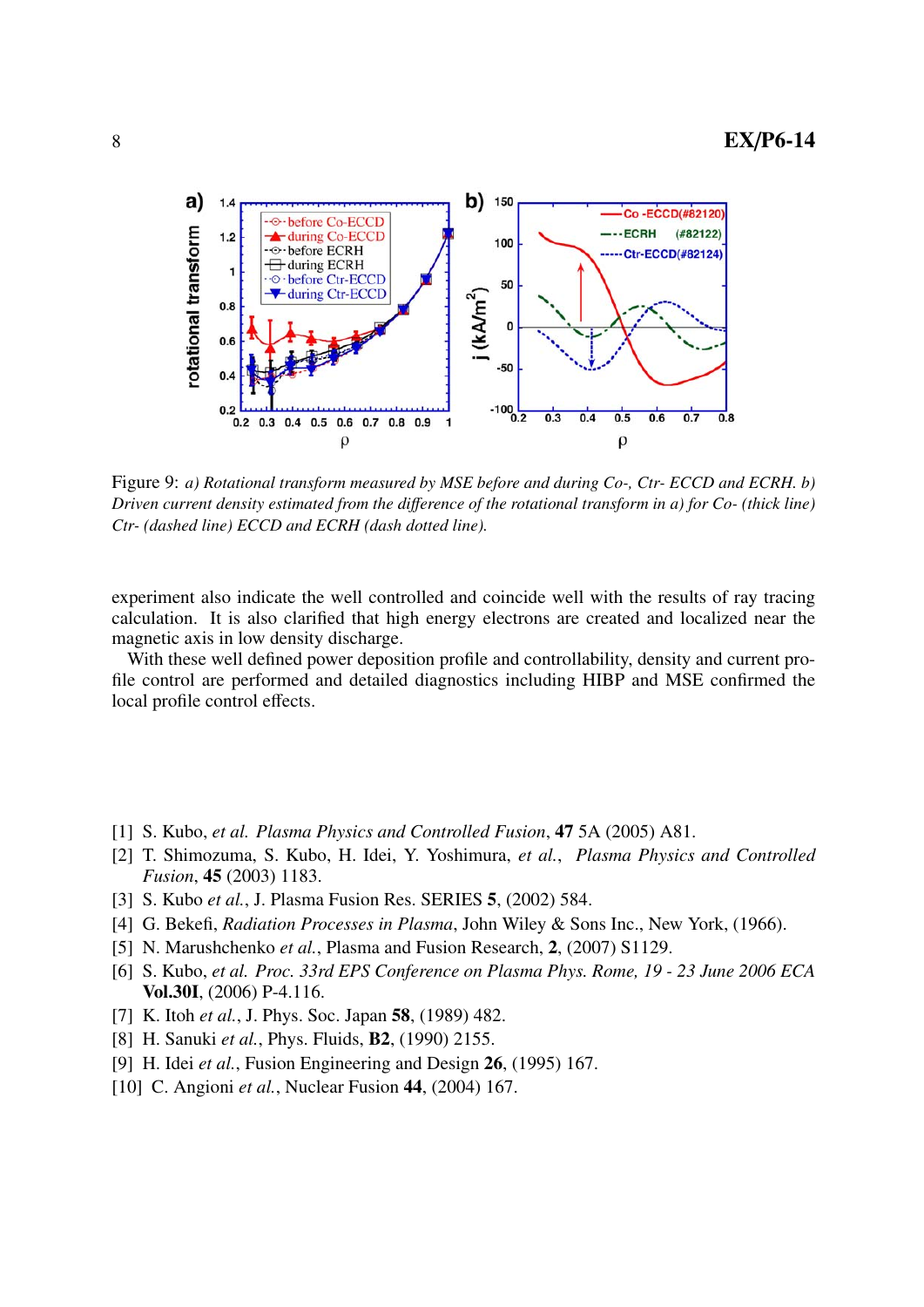a) 1.4 1.2 1 0.8 0.6 0.4 0.2
rotational transform
before Co-ECCD
during Co-ECCD
before ECRH
during ECRH
before Ctr-ECCD
during Ctr-ECCD
0.2 0.3 0.4 0.5 0.6 0.7 0.8 0.9 1
ρ

b) 150 100 50 0 -50 -100
j (kA/m$^2$)
Co -ECCD(#82120)
ECRH (#82122)
Ctr-ECCD(#82124)
0.2 0.3 0.4 0.5 0.6 0.7 0.8
ρ

Figure 9: *a) Rotational transform measured by MSE before and during Co-, Ctr- ECCD and ECRH. b) Driven current density estimated from the difference of the rotational transform in a) for Co- (thick line) Ctr- (dashed line) ECCD and ECRH (dash dotted line).*

experiment also indicate the well controlled and coincide well with the results of ray tracing calculation. It is also clarified that high energy electrons are created and localized near the magnetic axis in low density discharge.

With these well defined power deposition profile and controllability, density and current profile control are performed and detailed diagnostics including HIBP and MSE confirmed the local profile control effects.

[1] S. Kubo, *et al. Plasma Physics and Controlled Fusion*, **47** 5A (2005) A81.
[2] T. Shimozuma, S. Kubo, H. Idei, Y. Yoshimura, *et al.*, *Plasma Physics and Controlled Fusion*, **45** (2003) 1183.
[3] S. Kubo *et al.*, J. Plasma Fusion Res. SERIES **5**, (2002) 584.
[4] G. Bekefi, *Radiation Processes in Plasma*, John Wiley & Sons Inc., New York, (1966).
[5] N. Marushchenko *et al.*, Plasma and Fusion Research, **2**, (2007) S1129.
[6] S. Kubo, *et al. Proc. 33rd EPS Conference on Plasma Phys. Rome, 19 - 23 June 2006 ECA* **Vol.30I**, (2006) P-4.116.
[7] K. Itoh *et al.*, J. Phys. Soc. Japan **58**, (1989) 482.
[8] H. Sanuki *et al.*, Phys. Fluids, **B2**, (1990) 2155.
[9] H. Idei *et al.*, Fusion Engineering and Design **26**, (1995) 167.
[10] C. Angioni *et al.*, Nuclear Fusion **44**, (2004) 167.